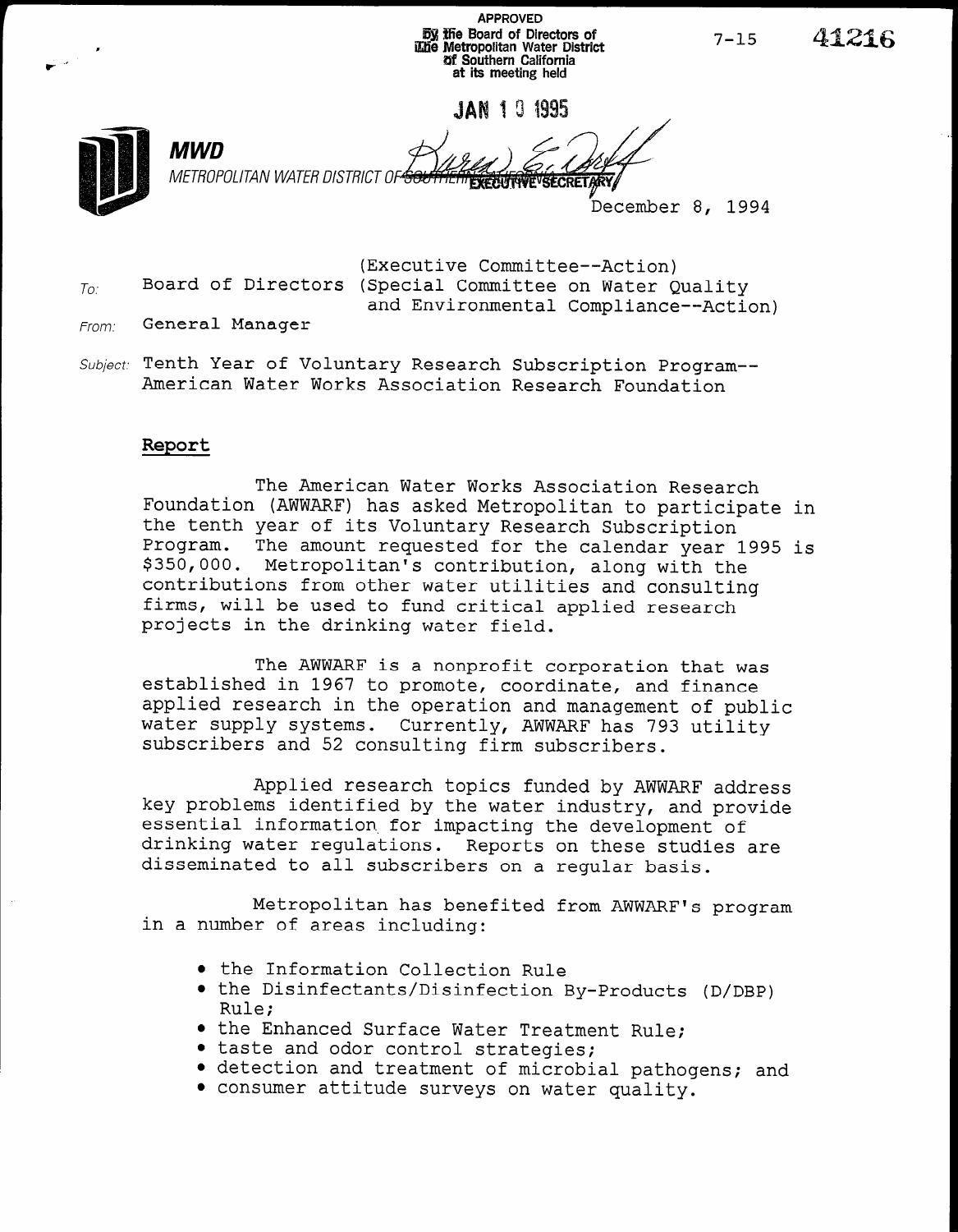APPROVED
By the Board of Directors of
The Metropolitan Water District
of Southern California
at its meeting held

JAN 10 1995

EXECUTIVE SECRETARY

7-15 41216

**MWD**
METROPOLITAN WATER DISTRICT OF SOUTHERN CALIFORNIA

December 8, 1994

To: Board of Directors (Executive Committee--Action)
(Special Committee on Water Quality and Environmental Compliance--Action)

From: General Manager

Subject: Tenth Year of Voluntary Research Subscription Program--American Water Works Association Research Foundation

## Report

The American Water Works Association Research Foundation (AWWARF) has asked Metropolitan to participate in the tenth year of its Voluntary Research Subscription Program. The amount requested for the calendar year 1995 is $350,000. Metropolitan's contribution, along with the contributions from other water utilities and consulting firms, will be used to fund critical applied research projects in the drinking water field.

The AWWARF is a nonprofit corporation that was established in 1967 to promote, coordinate, and finance applied research in the operation and management of public water supply systems. Currently, AWWARF has 793 utility subscribers and 52 consulting firm subscribers.

Applied research topics funded by AWWARF address key problems identified by the water industry, and provide essential information for impacting the development of drinking water regulations. Reports on these studies are disseminated to all subscribers on a regular basis.

Metropolitan has benefited from AWWARF's program in a number of areas including:

- the Information Collection Rule
- the Disinfectants/Disinfection By-Products (D/DBP) Rule;
- the Enhanced Surface Water Treatment Rule;
- taste and odor control strategies;
- detection and treatment of microbial pathogens; and
- consumer attitude surveys on water quality.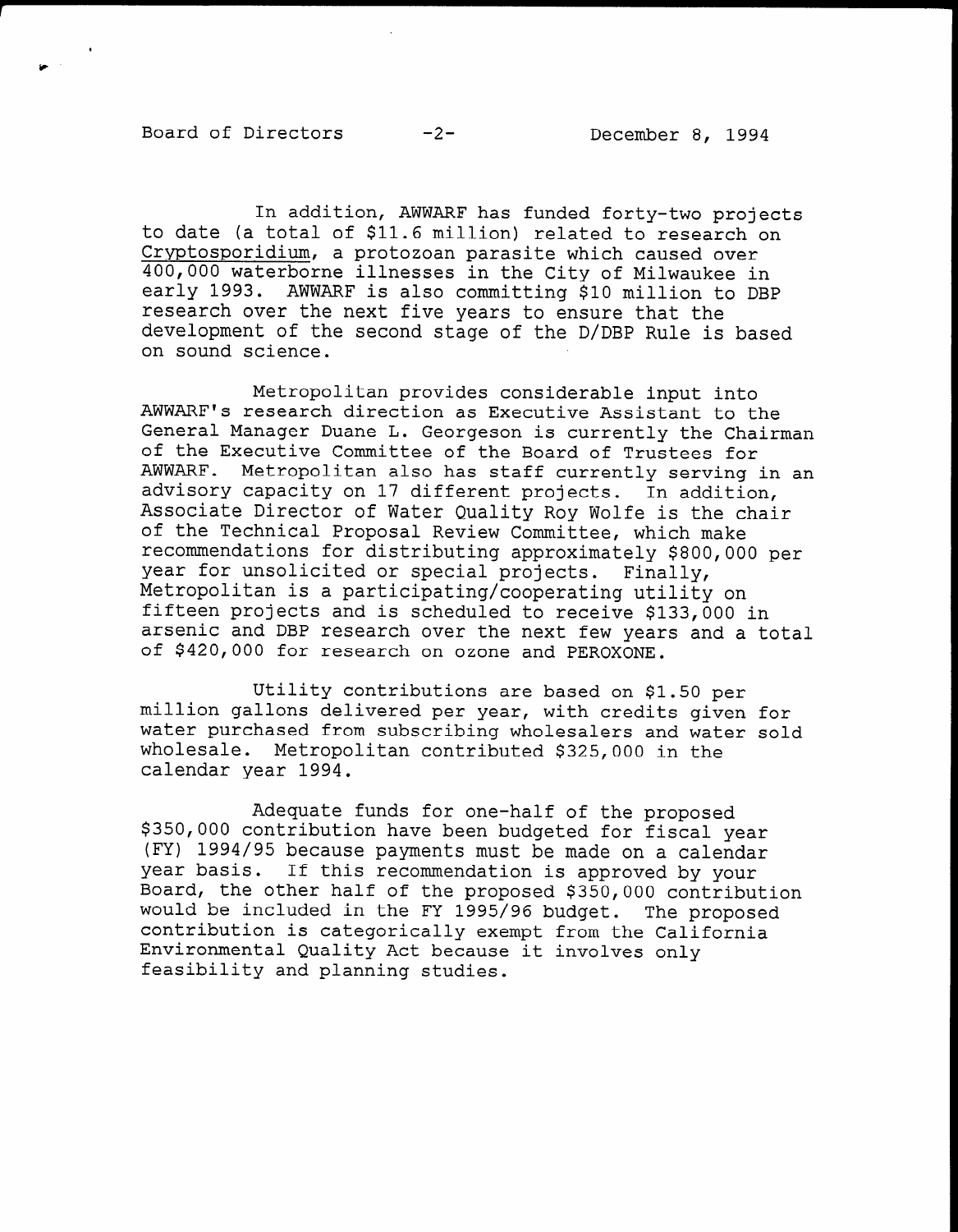In addition, AWWARF has funded forty-two projects to date (a total of $11.6 million) related to research on Cryptosporidium, a protozoan parasite which caused over 400,000 waterborne illnesses in the City of Milwaukee in early 1993. AWWARF is also committing $10 million to DBP research over the next five years to ensure that the development of the second stage of the D/DBP Rule is based on sound science.

Metropolitan provides considerable input into AWWARF's research direction as Executive Assistant to the General Manager Duane L. Georgeson is currently the Chairman of the Executive Committee of the Board of Trustees for AWWARF. Metropolitan also has staff currently serving in an advisory capacity on 17 different projects. In addition, Associate Director of Water Quality Roy Wolfe is the chair of the Technical Proposal Review Committee, which make recommendations for distributing approximately $800,000 per year for unsolicited or special projects. Finally, Metropolitan is a participating/cooperating utility on fifteen projects and is scheduled to receive $133,000 in arsenic and DBP research over the next few years and a total of $420,000 for research on ozone and PEROXONE.

Utility contributions are based on $1.50 per million gallons delivered per year, with credits given for water purchased from subscribing wholesalers and water sold wholesale. Metropolitan contributed $325,000 in the calendar year 1994.

Adequate funds for one-half of the proposed $350,000 contribution have been budgeted for fiscal year (FY) 1994/95 because payments must be made on a calendar year basis. If this recommendation is approved by your Board, the other half of the proposed $350,000 contribution would be included in the FY 1995/96 budget. The proposed contribution is categorically exempt from the California Environmental Quality Act because it involves only feasibility and planning studies.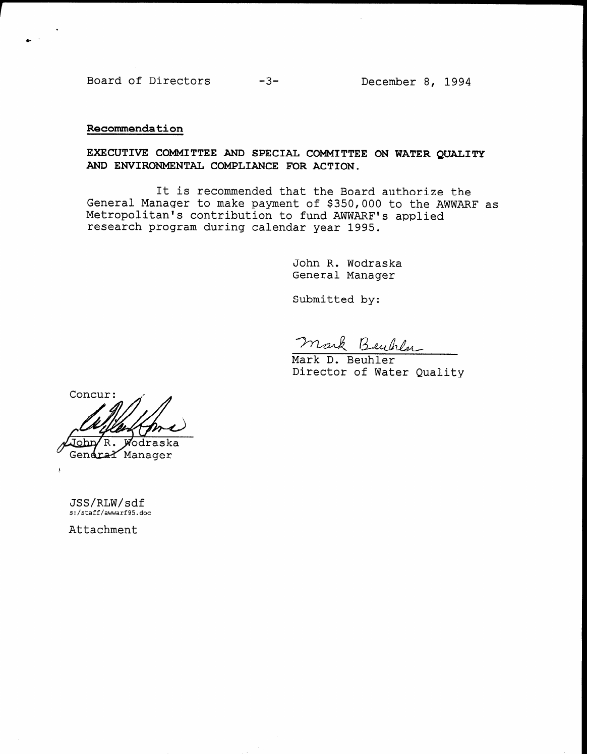**Recommendation**

**EXECUTIVE COMMITTEE AND SPECIAL COMMITTEE ON WATER QUALITY AND ENVIRONMENTAL COMPLIANCE FOR ACTION.**

It is recommended that the Board authorize the General Manager to make payment of $350,000 to the AWWARF as Metropolitan's contribution to fund AWWARF's applied research program during calendar year 1995.

John R. Wodraska  
General Manager

Submitted by:

Mark D. Beuhler  
Director of Water Quality

Concur:

John R. Wodraska  
General Manager

JSS/RLW/sdf  
s:/staff/awwarf95.doc

Attachment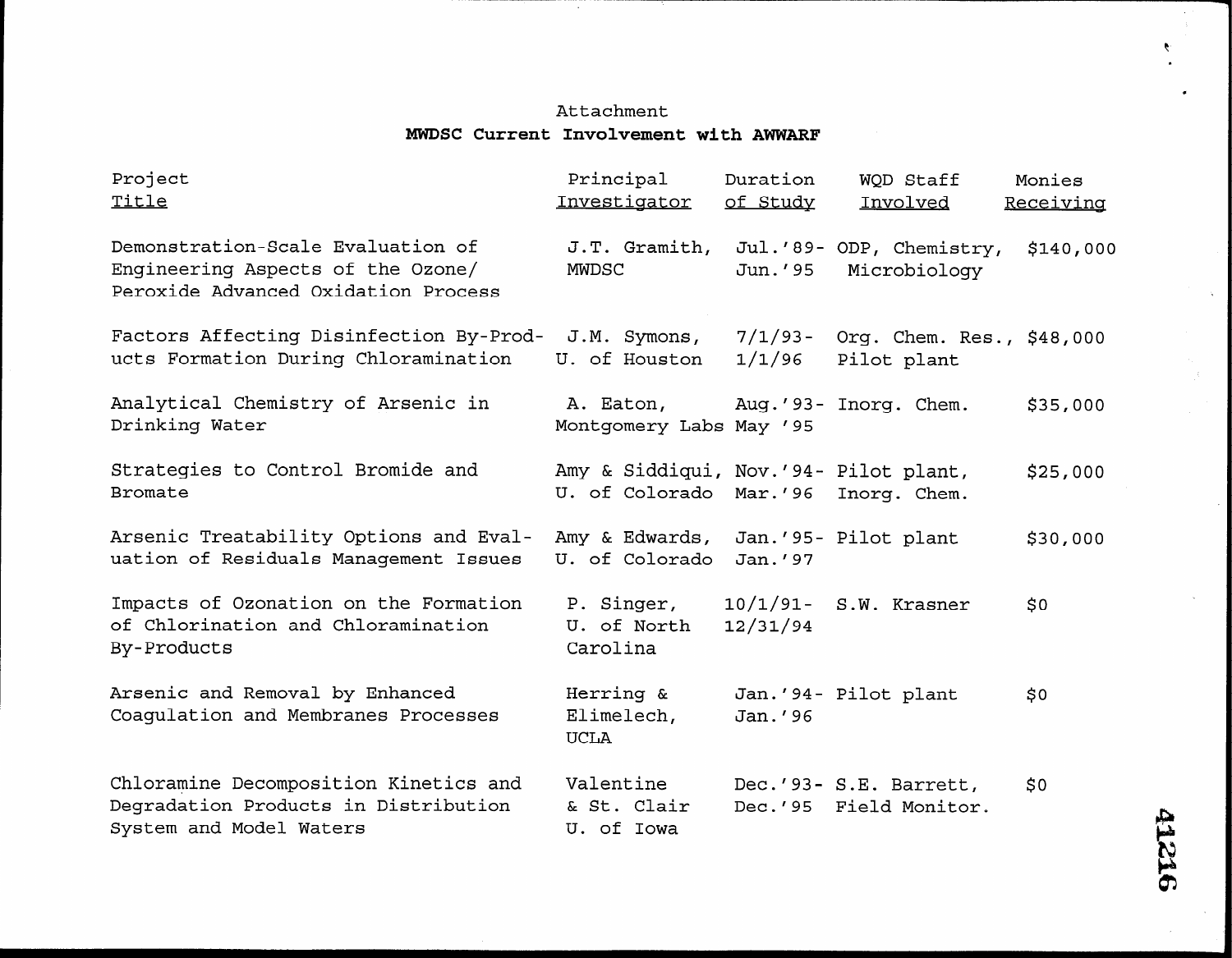Attachment

**MWDSC Current Involvement with AWWARF**

| Project Title | Principal Investigator | Duration of Study | WQD Staff Involved | Monies Receiving |
|---|---|---|---|---|
| Demonstration-Scale Evaluation of Engineering Aspects of the Ozone/ Peroxide Advanced Oxidation Process | J.T. Gramith, MWDSC | Jul.'89- Jun.'95 | ODP, Chemistry, Microbiology | $140,000 |
| Factors Affecting Disinfection By-Products Formation During Chloramination | J.M. Symons, U. of Houston | 7/1/93- 1/1/96 | Org. Chem. Res., Pilot plant | $48,000 |
| Analytical Chemistry of Arsenic in Drinking Water | A. Eaton, Montgomery Labs | Aug.'93- May '95 | Inorg. Chem. | $35,000 |
| Strategies to Control Bromide and Bromate | Amy & Siddiqui, U. of Colorado | Nov.'94- Mar.'96 | Pilot plant, Inorg. Chem. | $25,000 |
| Arsenic Treatability Options and Evaluation of Residuals Management Issues | Amy & Edwards, U. of Colorado | Jan.'95- Jan.'97 | Pilot plant | $30,000 |
| Impacts of Ozonation on the Formation of Chlorination and Chloramination By-Products | P. Singer, U. of North Carolina | 10/1/91- 12/31/94 | S.W. Krasner | $0 |
| Arsenic and Removal by Enhanced Coagulation and Membranes Processes | Herring & Elimelech, UCLA | Jan.'94- Jan.'96 | Pilot plant | $0 |
| Chloramine Decomposition Kinetics and Degradation Products in Distribution System and Model Waters | Valentine & St. Clair U. of Iowa | Dec.'93- Dec.'95 | S.E. Barrett, Field Monitor. | $0 |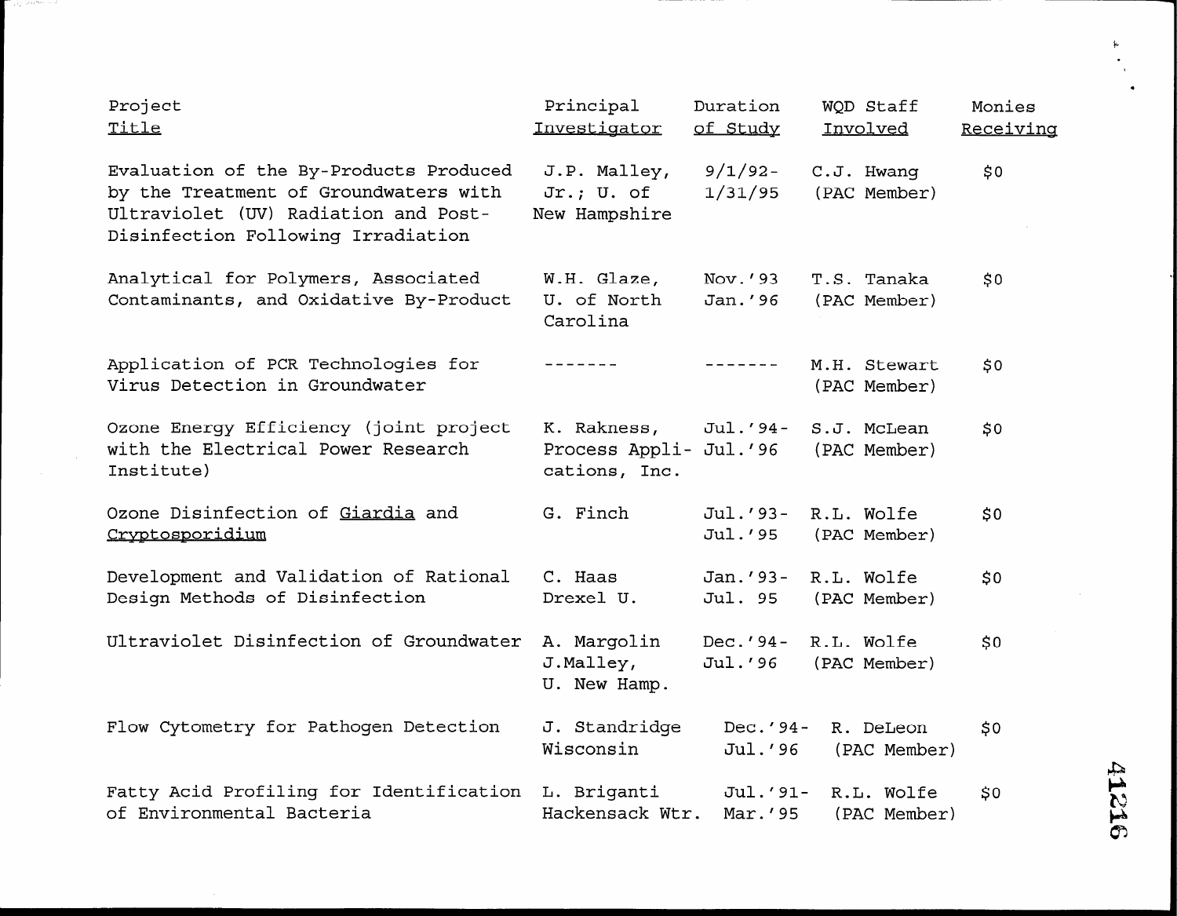| Project Title | Principal Investigator | Duration of Study | WQD Staff Involved | Monies Receiving |
|---|---|---|---|---|
| Evaluation of the By-Products Produced by the Treatment of Groundwaters with Ultraviolet (UV) Radiation and Post-Disinfection Following Irradiation | J.P. Malley, Jr.; U. of New Hampshire | 9/1/92-1/31/95 | C.J. Hwang (PAC Member) | $0 |
| Analytical for Polymers, Associated Contaminants, and Oxidative By-Product | W.H. Glaze, U. of North Carolina | Nov.'93 Jan.'96 | T.S. Tanaka (PAC Member) | $0 |
| Application of PCR Technologies for Virus Detection in Groundwater | ------- | ------- | M.H. Stewart (PAC Member) | $0 |
| Ozone Energy Efficiency (joint project with the Electrical Power Research Institute) | K. Rakness, Process Applications, Inc. | Jul.'94-Jul.'96 | S.J. McLean (PAC Member) | $0 |
| Ozone Disinfection of Giardia and Cryptosporidium | G. Finch | Jul.'93-Jul.'95 | R.L. Wolfe (PAC Member) | $0 |
| Development and Validation of Rational Design Methods of Disinfection | C. Haas Drexel U. | Jan.'93-Jul. 95 | R.L. Wolfe (PAC Member) | $0 |
| Ultraviolet Disinfection of Groundwater | A. Margolin J.Malley, U. New Hamp. | Dec.'94-Jul.'96 | R.L. Wolfe (PAC Member) | $0 |
| Flow Cytometry for Pathogen Detection | J. Standridge Wisconsin | Dec.'94-Jul.'96 | R. DeLeon (PAC Member) | $0 |
| Fatty Acid Profiling for Identification of Environmental Bacteria | L. Briganti Hackensack Wtr. | Jul.'91-Mar.'95 | R.L. Wolfe (PAC Member) | $0 |

41216